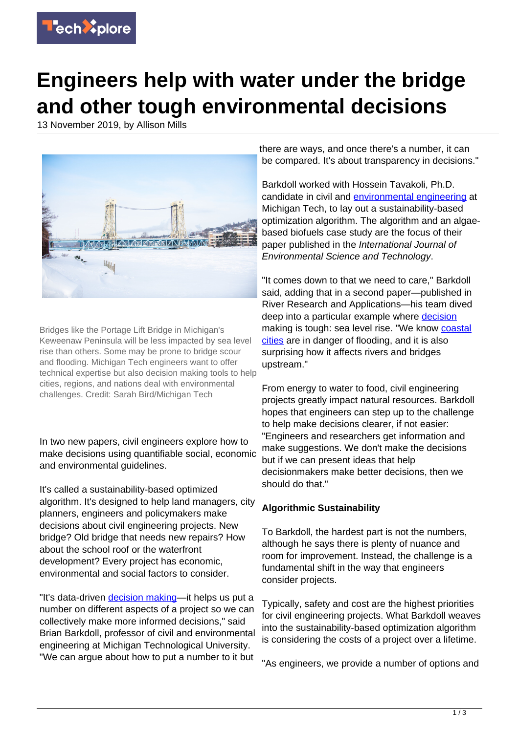# Engineers help with water under the bridge and other tough environmental decisions

13 November 2019, by Allison Mills

Bridges like the Portage Lift Bridge in Michigan's Keweenaw Peninsula will be less impacted by sea level rise than others. Some may be prone to bridge scour and flooding. Michigan Tech engineers want to offer technical expertise but also decision making tools to help cities, regions, and nations deal with environmental challenges. Credit: Sarah Bird/Michigan Tech

In two new papers, civil engineers explore how to make decisions using quantifiable social, economic and environmental guidelines.

It's called a sustainability-based optimized algorithm. It's designed to help land managers, city planners, engineers and policymakers make decisions about civil engineering projects. New bridge? Old bridge that needs new repairs? How about the school roof or the waterfront development? Every project has economic, environmental and social factors to consider.

"It's data-driven decision making—it helps us put a number on different aspects of a project so we can collectively make more informed decisions," said Brian Barkdoll, professor of civil and environmental engineering at Michigan Technological University. "We can argue about how to put a number to it but there are ways, and once there's a number, it can be compared. It's about transparency in decisions."

Barkdoll worked with Hossein Tavakoli, Ph.D. candidate in civil and environmental engineering at Michigan Tech, to lay out a sustainability-based optimization algorithm. The algorithm and an algae-based biofuels case study are the focus of their paper published in the *International Journal of Environmental Science and Technology*.

"It comes down to that we need to care," Barkdoll said, adding that in a second paper—published in River Research and Applications—his team dived deep into a particular example where decision making is tough: sea level rise. "We know coastal cities are in danger of flooding, and it is also surprising how it affects rivers and bridges upstream."

From energy to water to food, civil engineering projects greatly impact natural resources. Barkdoll hopes that engineers can step up to the challenge to help make decisions clearer, if not easier: "Engineers and researchers get information and make suggestions. We don't make the decisions but if we can present ideas that help decisionmakers make better decisions, then we should do that."

**Algorithmic Sustainability**

To Barkdoll, the hardest part is not the numbers, although he says there is plenty of nuance and room for improvement. Instead, the challenge is a fundamental shift in the way that engineers consider projects.

Typically, safety and cost are the highest priorities for civil engineering projects. What Barkdoll weaves into the sustainability-based optimization algorithm is considering the costs of a project over a lifetime.

"As engineers, we provide a number of options and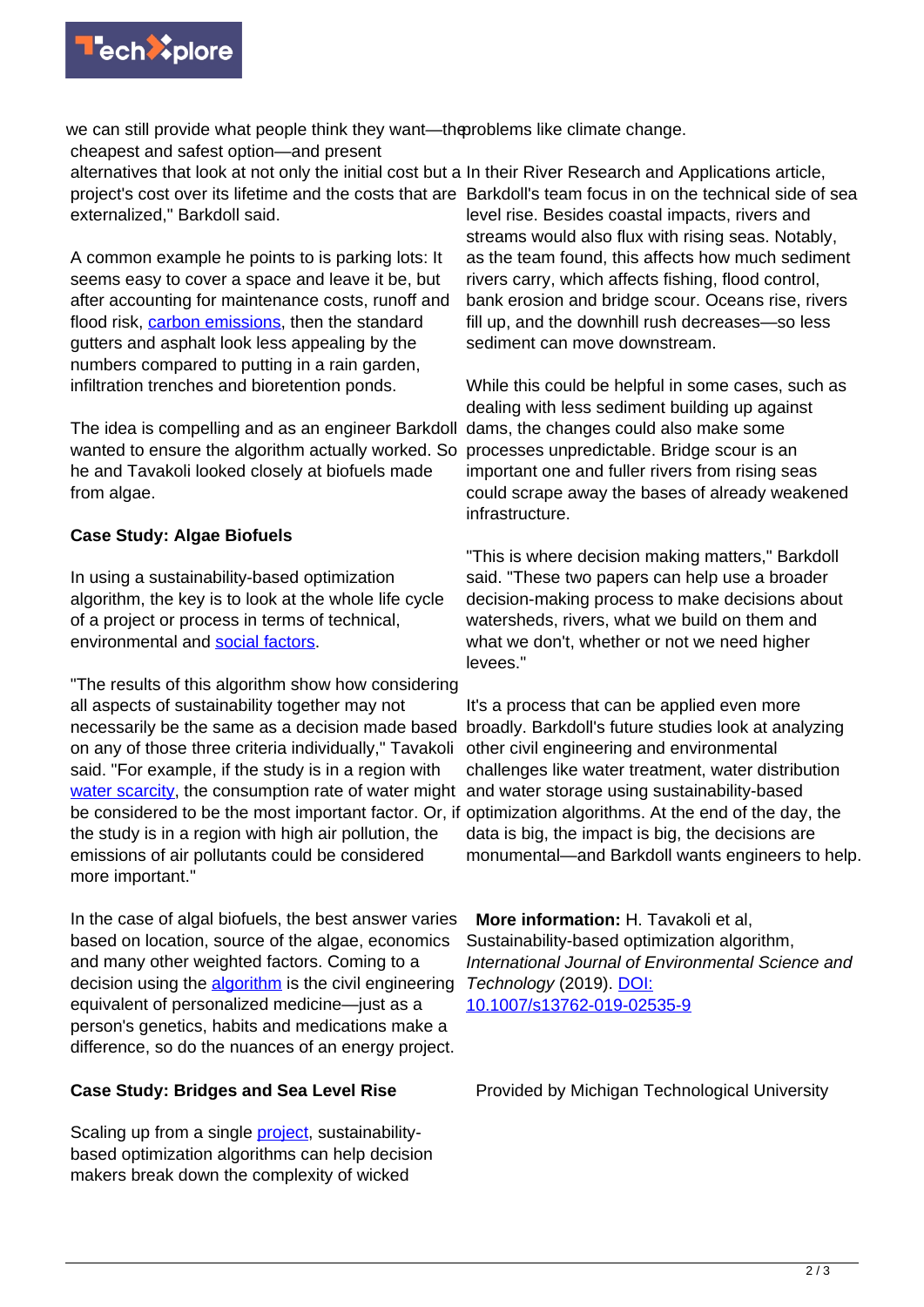we can still provide what people think they want—the cheapest and safest option—and present alternatives that look at not only the initial cost but a project's cost over its lifetime and the costs that are externalized," Barkdoll said.

A common example he points to is parking lots: It seems easy to cover a space and leave it be, but after accounting for maintenance costs, runoff and flood risk, carbon emissions, then the standard gutters and asphalt look less appealing by the numbers compared to putting in a rain garden, infiltration trenches and bioretention ponds.

The idea is compelling and as an engineer Barkdoll wanted to ensure the algorithm actually worked. So he and Tavakoli looked closely at biofuels made from algae.

**Case Study: Algae Biofuels**

In using a sustainability-based optimization algorithm, the key is to look at the whole life cycle of a project or process in terms of technical, environmental and social factors.

"The results of this algorithm show how considering all aspects of sustainability together may not necessarily be the same as a decision made based on any of those three criteria individually," Tavakoli said. "For example, if the study is in a region with water scarcity, the consumption rate of water might be considered to be the most important factor. Or, if the study is in a region with high air pollution, the emissions of air pollutants could be considered more important."

In the case of algal biofuels, the best answer varies based on location, source of the algae, economics and many other weighted factors. Coming to a decision using the algorithm is the civil engineering equivalent of personalized medicine—just as a person's genetics, habits and medications make a difference, so do the nuances of an energy project.

**Case Study: Bridges and Sea Level Rise**

Scaling up from a single project, sustainability-based optimization algorithms can help decision makers break down the complexity of wicked problems like climate change.

In their River Research and Applications article, Barkdoll's team focus in on the technical side of sea level rise. Besides coastal impacts, rivers and streams would also flux with rising seas. Notably, as the team found, this affects how much sediment rivers carry, which affects fishing, flood control, bank erosion and bridge scour. Oceans rise, rivers fill up, and the downhill rush decreases—so less sediment can move downstream.

While this could be helpful in some cases, such as dealing with less sediment building up against dams, the changes could also make some processes unpredictable. Bridge scour is an important one and fuller rivers from rising seas could scrape away the bases of already weakened infrastructure.

"This is where decision making matters," Barkdoll said. "These two papers can help use a broader decision-making process to make decisions about watersheds, rivers, what we build on them and what we don't, whether or not we need higher levees."

It's a process that can be applied even more broadly. Barkdoll's future studies look at analyzing other civil engineering and environmental challenges like water treatment, water distribution and water storage using sustainability-based optimization algorithms. At the end of the day, the data is big, the impact is big, the decisions are monumental—and Barkdoll wants engineers to help.

**More information:** H. Tavakoli et al, Sustainability-based optimization algorithm, *International Journal of Environmental Science and Technology* (2019). DOI: 10.1007/s13762-019-02535-9

Provided by Michigan Technological University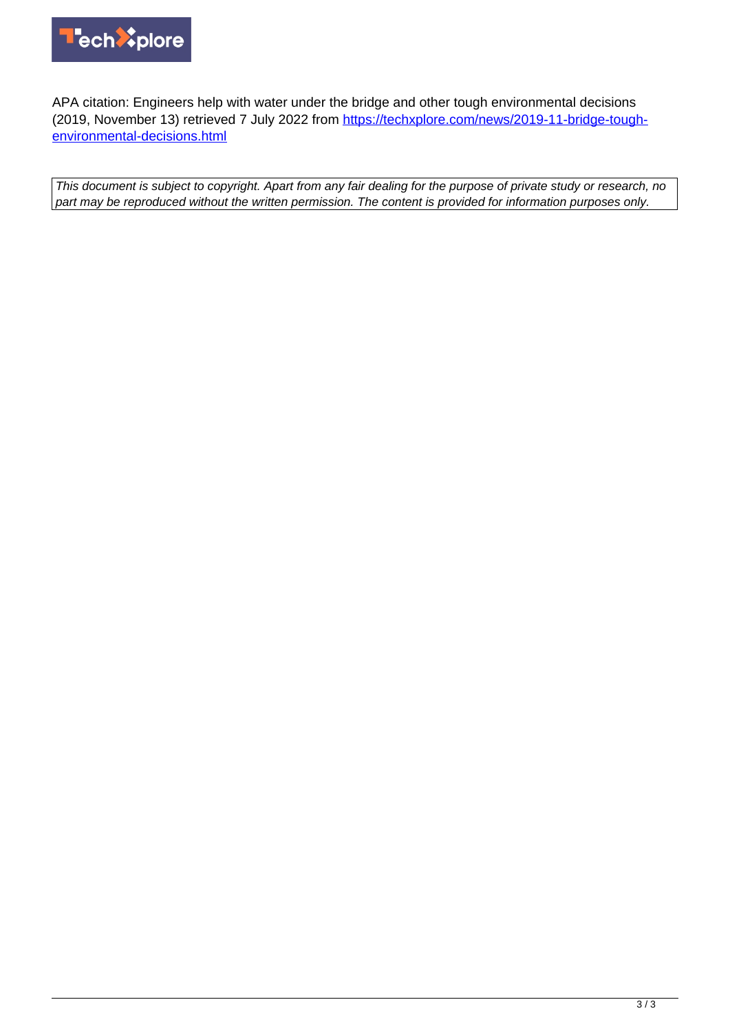APA citation: Engineers help with water under the bridge and other tough environmental decisions (2019, November 13) retrieved 7 July 2022 from [https://techxplore.com/news/2019-11-bridge-tough-environmental-decisions.html](https://techxplore.com/news/2019-11-bridge-tough-environmental-decisions.html)

*This document is subject to copyright. Apart from any fair dealing for the purpose of private study or research, no part may be reproduced without the written permission. The content is provided for information purposes only.*